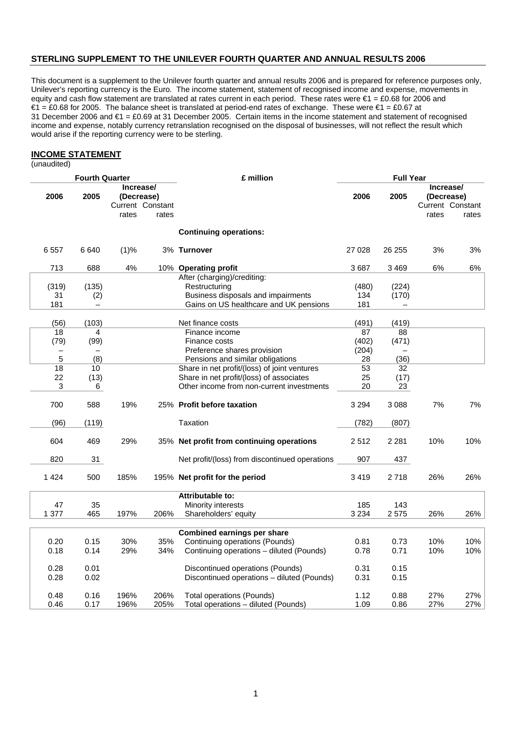**STERLING SUPPLEMENT TO THE UNILEVER FOURTH QUARTER AND ANNUAL RESULTS 2006**

This document is a supplement to the Unilever fourth quarter and annual results 2006 and is prepared for reference purposes only, Unilever's reporting currency is the Euro. The income statement, statement of recognised income and expense, movements in equity and cash flow statement are translated at rates current in each period. These rates were €1 = £0.68 for 2006 and €1 = £0.68 for 2005. The balance sheet is translated at period-end rates of exchange. These were €1 = £0.67 at 31 December 2006 and €1 = £0.69 at 31 December 2005. Certain items in the income statement and statement of recognised income and expense, notably currency retranslation recognised on the disposal of businesses, will not reflect the result which would arise if the reporting currency were to be sterling.

## INCOME STATEMENT

(unaudited)

| Fourth Quarter | | | | £ million | Full Year | | | |
|---|---|---|---|---|---|---|---|---|
| 2006 | 2005 | Increase/ (Decrease) Current rates | Increase/ (Decrease) Constant rates | | 2006 | 2005 | Increase/ (Decrease) Current rates | Increase/ (Decrease) Constant rates |
| | | | | **Continuing operations:** | | | | |
| 6 557 | 6 640 | (1)% | 3% | **Turnover** | 27 028 | 26 255 | 3% | 3% |
| 713 | 688 | 4% | 10% | **Operating profit** | 3 687 | 3 469 | 6% | 6% |
| | | | | After (charging)/crediting: | | | | |
| (319) | (135) | | | Restructuring | (480) | (224) | | |
| 31 | (2) | | | Business disposals and impairments | 134 | (170) | | |
| 181 | – | | | Gains on US healthcare and UK pensions | 181 | – | | |
| (56) | (103) | | | Net finance costs | (491) | (419) | | |
| 18 | 4 | | | Finance income | 87 | 88 | | |
| (79) | (99) | | | Finance costs | (402) | (471) | | |
| – | – | | | Preference shares provision | (204) | – | | |
| 5 | (8) | | | Pensions and similar obligations | 28 | (36) | | |
| 18 | 10 | | | Share in net profit/(loss) of joint ventures | 53 | 32 | | |
| 22 | (13) | | | Share in net profit/(loss) of associates | 25 | (17) | | |
| 3 | 6 | | | Other income from non-current investments | 20 | 23 | | |
| 700 | 588 | 19% | 25% | **Profit before taxation** | 3 294 | 3 088 | 7% | 7% |
| (96) | (119) | | | Taxation | (782) | (807) | | |
| 604 | 469 | 29% | 35% | **Net profit from continuing operations** | 2 512 | 2 281 | 10% | 10% |
| 820 | 31 | | | Net profit/(loss) from discontinued operations | 907 | 437 | | |
| 1 424 | 500 | 185% | 195% | **Net profit for the period** | 3 419 | 2 718 | 26% | 26% |
| | | | | **Attributable to:** | | | | |
| 47 | 35 | | | Minority interests | 185 | 143 | | |
| 1 377 | 465 | 197% | 206% | Shareholders' equity | 3 234 | 2 575 | 26% | 26% |
| | | | | **Combined earnings per share** | | | | |
| 0.20 | 0.15 | 30% | 35% | Continuing operations (Pounds) | 0.81 | 0.73 | 10% | 10% |
| 0.18 | 0.14 | 29% | 34% | Continuing operations – diluted (Pounds) | 0.78 | 0.71 | 10% | 10% |
| 0.28 | 0.01 | | | Discontinued operations (Pounds) | 0.31 | 0.15 | | |
| 0.28 | 0.02 | | | Discontinued operations – diluted (Pounds) | 0.31 | 0.15 | | |
| 0.48 | 0.16 | 196% | 206% | Total operations (Pounds) | 1.12 | 0.88 | 27% | 27% |
| 0.46 | 0.17 | 196% | 205% | Total operations – diluted (Pounds) | 1.09 | 0.86 | 27% | 27% |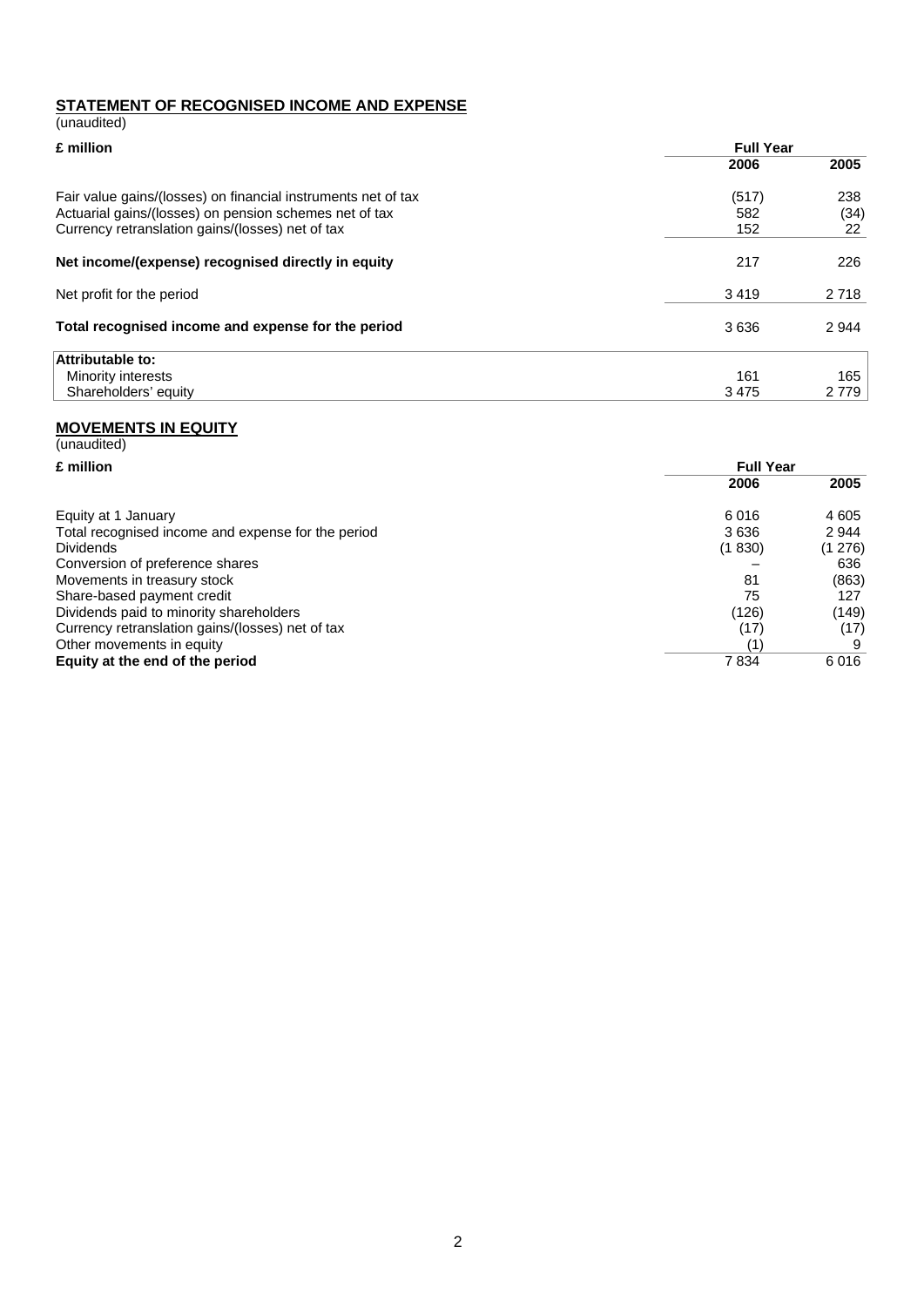## STATEMENT OF RECOGNISED INCOME AND EXPENSE

(unaudited)

| £ million | Full Year | |
|---|---|---|
| | 2006 | 2005 |
| Fair value gains/(losses) on financial instruments net of tax | (517) | 238 |
| Actuarial gains/(losses) on pension schemes net of tax | 582 | (34) |
| Currency retranslation gains/(losses) net of tax | 152 | 22 |
| **Net income/(expense) recognised directly in equity** | 217 | 226 |
| Net profit for the period | 3 419 | 2 718 |
| **Total recognised income and expense for the period** | 3 636 | 2 944 |
| **Attributable to:** | | |
| Minority interests | 161 | 165 |
| Shareholders' equity | 3 475 | 2 779 |

## MOVEMENTS IN EQUITY

(unaudited)

| £ million | Full Year | |
|---|---|---|
| | 2006 | 2005 |
| Equity at 1 January | 6 016 | 4 605 |
| Total recognised income and expense for the period | 3 636 | 2 944 |
| Dividends | (1 830) | (1 276) |
| Conversion of preference shares | – | 636 |
| Movements in treasury stock | 81 | (863) |
| Share-based payment credit | 75 | 127 |
| Dividends paid to minority shareholders | (126) | (149) |
| Currency retranslation gains/(losses) net of tax | (17) | (17) |
| Other movements in equity | (1) | 9 |
| **Equity at the end of the period** | 7 834 | 6 016 |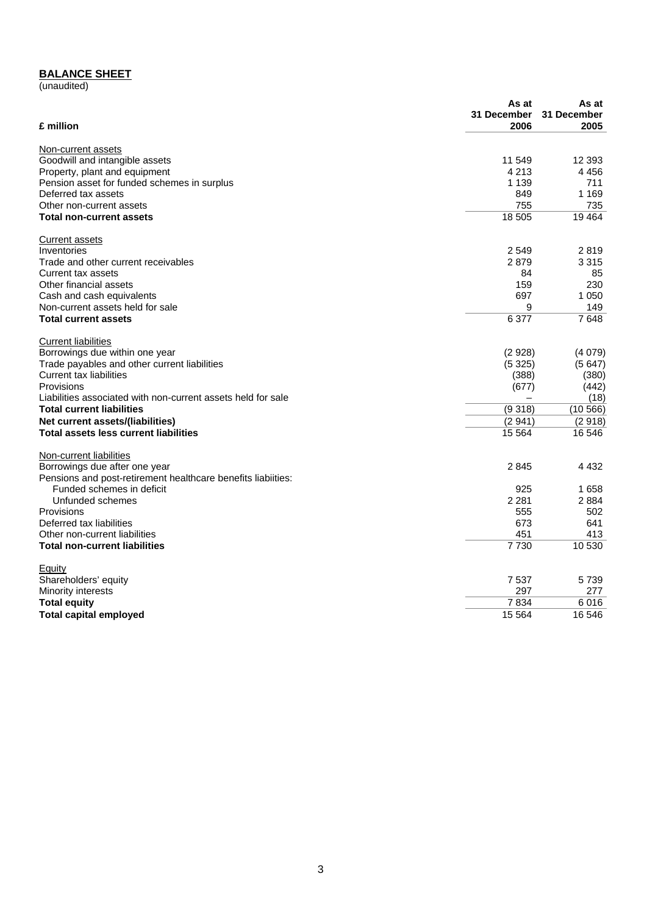**BALANCE SHEET**

(unaudited)

| £ million | As at 31 December 2006 | As at 31 December 2005 |
|---|---|---|
| Non-current assets | | |
| Goodwill and intangible assets | 11 549 | 12 393 |
| Property, plant and equipment | 4 213 | 4 456 |
| Pension asset for funded schemes in surplus | 1 139 | 711 |
| Deferred tax assets | 849 | 1 169 |
| Other non-current assets | 755 | 735 |
| **Total non-current assets** | 18 505 | 19 464 |
| Current assets | | |
| Inventories | 2 549 | 2 819 |
| Trade and other current receivables | 2 879 | 3 315 |
| Current tax assets | 84 | 85 |
| Other financial assets | 159 | 230 |
| Cash and cash equivalents | 697 | 1 050 |
| Non-current assets held for sale | 9 | 149 |
| **Total current assets** | 6 377 | 7 648 |
| Current liabilities | | |
| Borrowings due within one year | (2 928) | (4 079) |
| Trade payables and other current liabilities | (5 325) | (5 647) |
| Current tax liabilities | (388) | (380) |
| Provisions | (677) | (442) |
| Liabilities associated with non-current assets held for sale | – | (18) |
| **Total current liabilities** | (9 318) | (10 566) |
| **Net current assets/(liabilities)** | (2 941) | (2 918) |
| **Total assets less current liabilities** | 15 564 | 16 546 |
| Non-current liabilities | | |
| Borrowings due after one year | 2 845 | 4 432 |
| Pensions and post-retirement healthcare benefits liabiities: | | |
| Funded schemes in deficit | 925 | 1 658 |
| Unfunded schemes | 2 281 | 2 884 |
| Provisions | 555 | 502 |
| Deferred tax liabilities | 673 | 641 |
| Other non-current liabilities | 451 | 413 |
| **Total non-current liabilities** | 7 730 | 10 530 |
| Equity | | |
| Shareholders' equity | 7 537 | 5 739 |
| Minority interests | 297 | 277 |
| **Total equity** | 7 834 | 6 016 |
| **Total capital employed** | 15 564 | 16 546 |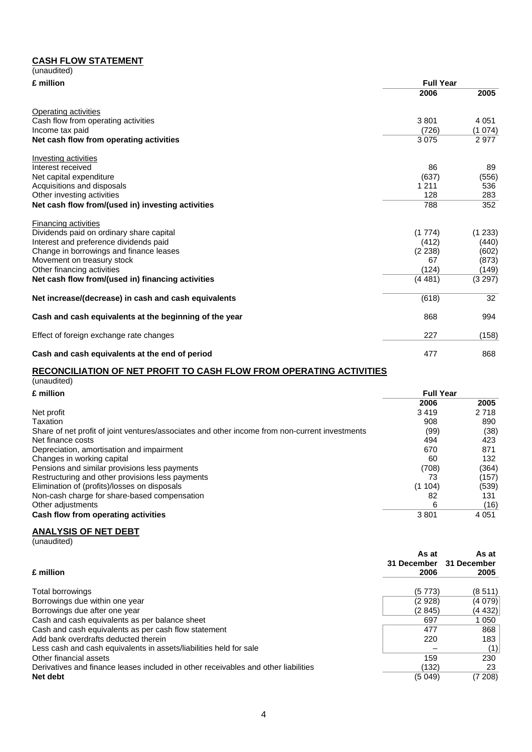## CASH FLOW STATEMENT

(unaudited)

| £ million | Full Year 2006 | Full Year 2005 |
|---|---|---|
| Operating activities | | |
| Cash flow from operating activities | 3 801 | 4 051 |
| Income tax paid | (726) | (1 074) |
| **Net cash flow from operating activities** | 3 075 | 2 977 |
| Investing activities | | |
| Interest received | 86 | 89 |
| Net capital expenditure | (637) | (556) |
| Acquisitions and disposals | 1 211 | 536 |
| Other investing activities | 128 | 283 |
| **Net cash flow from/(used in) investing activities** | 788 | 352 |
| Financing activities | | |
| Dividends paid on ordinary share capital | (1 774) | (1 233) |
| Interest and preference dividends paid | (412) | (440) |
| Change in borrowings and finance leases | (2 238) | (602) |
| Movement on treasury stock | 67 | (873) |
| Other financing activities | (124) | (149) |
| **Net cash flow from/(used in) financing activities** | (4 481) | (3 297) |
| **Net increase/(decrease) in cash and cash equivalents** | (618) | 32 |
| **Cash and cash equivalents at the beginning of the year** | 868 | 994 |
| Effect of foreign exchange rate changes | 227 | (158) |
| **Cash and cash equivalents at the end of period** | 477 | 868 |

## RECONCILIATION OF NET PROFIT TO CASH FLOW FROM OPERATING ACTIVITIES

(unaudited)

| £ million | Full Year 2006 | Full Year 2005 |
|---|---|---|
| Net profit | 3 419 | 2 718 |
| Taxation | 908 | 890 |
| Share of net profit of joint ventures/associates and other income from non-current investments | (99) | (38) |
| Net finance costs | 494 | 423 |
| Depreciation, amortisation and impairment | 670 | 871 |
| Changes in working capital | 60 | 132 |
| Pensions and similar provisions less payments | (708) | (364) |
| Restructuring and other provisions less payments | 73 | (157) |
| Elimination of (profits)/losses on disposals | (1 104) | (539) |
| Non-cash charge for share-based compensation | 82 | 131 |
| Other adjustments | 6 | (16) |
| **Cash flow from operating activities** | 3 801 | 4 051 |

## ANALYSIS OF NET DEBT

(unaudited)

| £ million | As at 31 December 2006 | As at 31 December 2005 |
|---|---|---|
| Total borrowings | (5 773) | (8 511) |
| Borrowings due within one year | (2 928) | (4 079) |
| Borrowings due after one year | (2 845) | (4 432) |
| Cash and cash equivalents as per balance sheet | 697 | 1 050 |
| Cash and cash equivalents as per cash flow statement | 477 | 868 |
| Add bank overdrafts deducted therein | 220 | 183 |
| Less cash and cash equivalents in assets/liabilities held for sale | – | (1) |
| Other financial assets | 159 | 230 |
| Derivatives and finance leases included in other receivables and other liabilities | (132) | 23 |
| **Net debt** | (5 049) | (7 208) |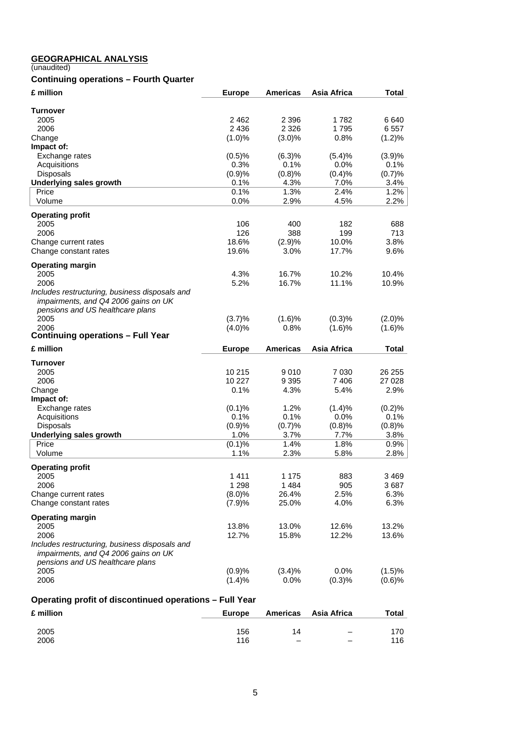## GEOGRAPHICAL ANALYSIS

(unaudited)

### Continuing operations – Fourth Quarter

| £ million | Europe | Americas | Asia Africa | Total |
|---|---|---|---|---|
| **Turnover** | | | | |
| 2005 | 2 462 | 2 396 | 1 782 | 6 640 |
| 2006 | 2 436 | 2 326 | 1 795 | 6 557 |
| Change | (1.0)% | (3.0)% | 0.8% | (1.2)% |
| **Impact of:** | | | | |
| Exchange rates | (0.5)% | (6.3)% | (5.4)% | (3.9)% |
| Acquisitions | 0.3% | 0.1% | 0.0% | 0.1% |
| Disposals | (0.9)% | (0.8)% | (0.4)% | (0.7)% |
| **Underlying sales growth** | 0.1% | 4.3% | 7.0% | 3.4% |
| Price | 0.1% | 1.3% | 2.4% | 1.2% |
| Volume | 0.0% | 2.9% | 4.5% | 2.2% |
| **Operating profit** | | | | |
| 2005 | 106 | 400 | 182 | 688 |
| 2006 | 126 | 388 | 199 | 713 |
| Change current rates | 18.6% | (2.9)% | 10.0% | 3.8% |
| Change constant rates | 19.6% | 3.0% | 17.7% | 9.6% |
| **Operating margin** | | | | |
| 2005 | 4.3% | 16.7% | 10.2% | 10.4% |
| 2006 | 5.2% | 16.7% | 11.1% | 10.9% |
| *Includes restructuring, business disposals and impairments, and Q4 2006 gains on UK pensions and US healthcare plans* | | | | |
| 2005 | (3.7)% | (1.6)% | (0.3)% | (2.0)% |
| 2006 | (4.0)% | 0.8% | (1.6)% | (1.6)% |

### Continuing operations – Full Year

| £ million | Europe | Americas | Asia Africa | Total |
|---|---|---|---|---|
| **Turnover** | | | | |
| 2005 | 10 215 | 9 010 | 7 030 | 26 255 |
| 2006 | 10 227 | 9 395 | 7 406 | 27 028 |
| Change | 0.1% | 4.3% | 5.4% | 2.9% |
| **Impact of:** | | | | |
| Exchange rates | (0.1)% | 1.2% | (1.4)% | (0.2)% |
| Acquisitions | 0.1% | 0.1% | 0.0% | 0.1% |
| Disposals | (0.9)% | (0.7)% | (0.8)% | (0.8)% |
| **Underlying sales growth** | 1.0% | 3.7% | 7.7% | 3.8% |
| Price | (0.1)% | 1.4% | 1.8% | 0.9% |
| Volume | 1.1% | 2.3% | 5.8% | 2.8% |
| **Operating profit** | | | | |
| 2005 | 1 411 | 1 175 | 883 | 3 469 |
| 2006 | 1 298 | 1 484 | 905 | 3 687 |
| Change current rates | (8.0)% | 26.4% | 2.5% | 6.3% |
| Change constant rates | (7.9)% | 25.0% | 4.0% | 6.3% |
| **Operating margin** | | | | |
| 2005 | 13.8% | 13.0% | 12.6% | 13.2% |
| 2006 | 12.7% | 15.8% | 12.2% | 13.6% |
| *Includes restructuring, business disposals and impairments, and Q4 2006 gains on UK pensions and US healthcare plans* | | | | |
| 2005 | (0.9)% | (3.4)% | 0.0% | (1.5)% |
| 2006 | (1.4)% | 0.0% | (0.3)% | (0.6)% |

### Operating profit of discontinued operations – Full Year

| £ million | Europe | Americas | Asia Africa | Total |
|---|---|---|---|---|
| 2005 | 156 | 14 | – | 170 |
| 2006 | 116 | – | – | 116 |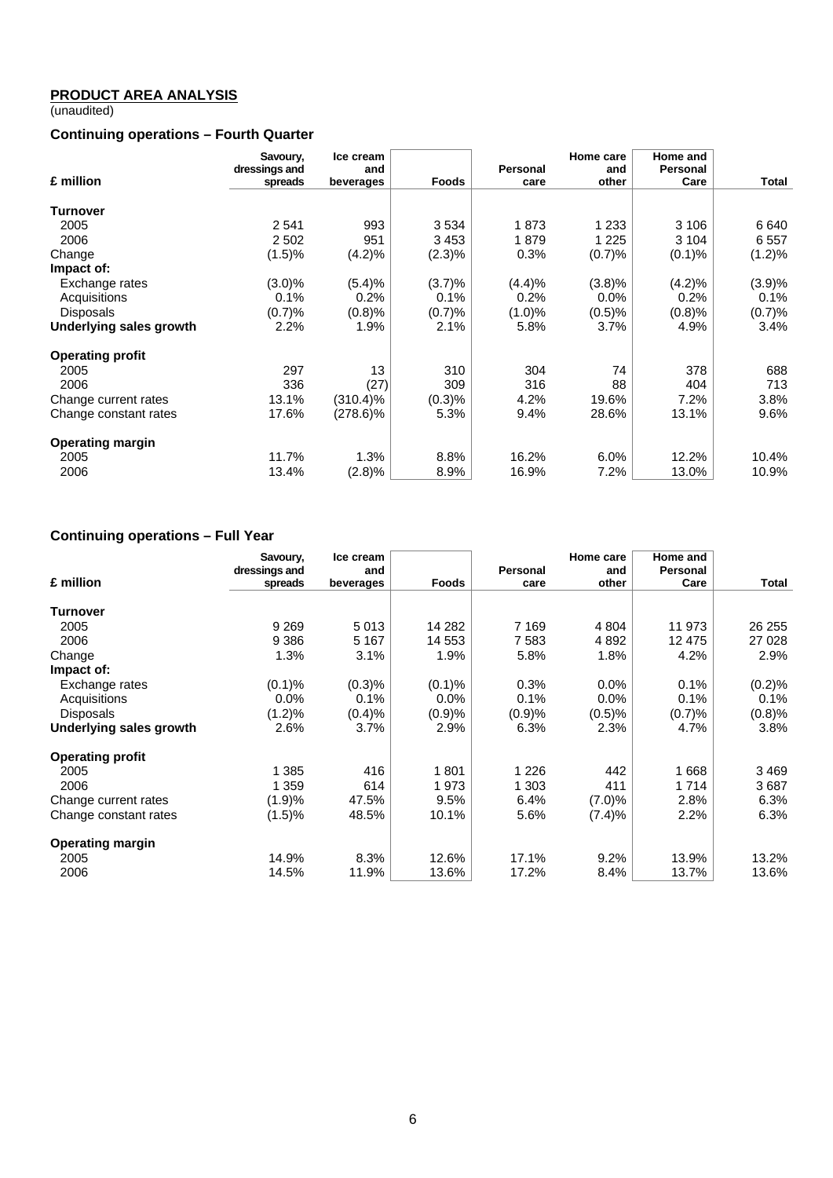## PRODUCT AREA ANALYSIS

(unaudited)

### Continuing operations – Fourth Quarter

| £ million | Savoury, dressings and spreads | Ice cream and beverages | Foods | Personal care | Home care and other | Home and Personal Care | Total |
|---|---|---|---|---|---|---|---|
| **Turnover** | | | | | | | |
| 2005 | 2 541 | 993 | 3 534 | 1 873 | 1 233 | 3 106 | 6 640 |
| 2006 | 2 502 | 951 | 3 453 | 1 879 | 1 225 | 3 104 | 6 557 |
| Change | (1.5)% | (4.2)% | (2.3)% | 0.3% | (0.7)% | (0.1)% | (1.2)% |
| **Impact of:** | | | | | | | |
| Exchange rates | (3.0)% | (5.4)% | (3.7)% | (4.4)% | (3.8)% | (4.2)% | (3.9)% |
| Acquisitions | 0.1% | 0.2% | 0.1% | 0.2% | 0.0% | 0.2% | 0.1% |
| Disposals | (0.7)% | (0.8)% | (0.7)% | (1.0)% | (0.5)% | (0.8)% | (0.7)% |
| **Underlying sales growth** | 2.2% | 1.9% | 2.1% | 5.8% | 3.7% | 4.9% | 3.4% |
| **Operating profit** | | | | | | | |
| 2005 | 297 | 13 | 310 | 304 | 74 | 378 | 688 |
| 2006 | 336 | (27) | 309 | 316 | 88 | 404 | 713 |
| Change current rates | 13.1% | (310.4)% | (0.3)% | 4.2% | 19.6% | 7.2% | 3.8% |
| Change constant rates | 17.6% | (278.6)% | 5.3% | 9.4% | 28.6% | 13.1% | 9.6% |
| **Operating margin** | | | | | | | |
| 2005 | 11.7% | 1.3% | 8.8% | 16.2% | 6.0% | 12.2% | 10.4% |
| 2006 | 13.4% | (2.8)% | 8.9% | 16.9% | 7.2% | 13.0% | 10.9% |

### Continuing operations – Full Year

| £ million | Savoury, dressings and spreads | Ice cream and beverages | Foods | Personal care | Home care and other | Home and Personal Care | Total |
|---|---|---|---|---|---|---|---|
| **Turnover** | | | | | | | |
| 2005 | 9 269 | 5 013 | 14 282 | 7 169 | 4 804 | 11 973 | 26 255 |
| 2006 | 9 386 | 5 167 | 14 553 | 7 583 | 4 892 | 12 475 | 27 028 |
| Change | 1.3% | 3.1% | 1.9% | 5.8% | 1.8% | 4.2% | 2.9% |
| **Impact of:** | | | | | | | |
| Exchange rates | (0.1)% | (0.3)% | (0.1)% | 0.3% | 0.0% | 0.1% | (0.2)% |
| Acquisitions | 0.0% | 0.1% | 0.0% | 0.1% | 0.0% | 0.1% | 0.1% |
| Disposals | (1.2)% | (0.4)% | (0.9)% | (0.9)% | (0.5)% | (0.7)% | (0.8)% |
| **Underlying sales growth** | 2.6% | 3.7% | 2.9% | 6.3% | 2.3% | 4.7% | 3.8% |
| **Operating profit** | | | | | | | |
| 2005 | 1 385 | 416 | 1 801 | 1 226 | 442 | 1 668 | 3 469 |
| 2006 | 1 359 | 614 | 1 973 | 1 303 | 411 | 1 714 | 3 687 |
| Change current rates | (1.9)% | 47.5% | 9.5% | 6.4% | (7.0)% | 2.8% | 6.3% |
| Change constant rates | (1.5)% | 48.5% | 10.1% | 5.6% | (7.4)% | 2.2% | 6.3% |
| **Operating margin** | | | | | | | |
| 2005 | 14.9% | 8.3% | 12.6% | 17.1% | 9.2% | 13.9% | 13.2% |
| 2006 | 14.5% | 11.9% | 13.6% | 17.2% | 8.4% | 13.7% | 13.6% |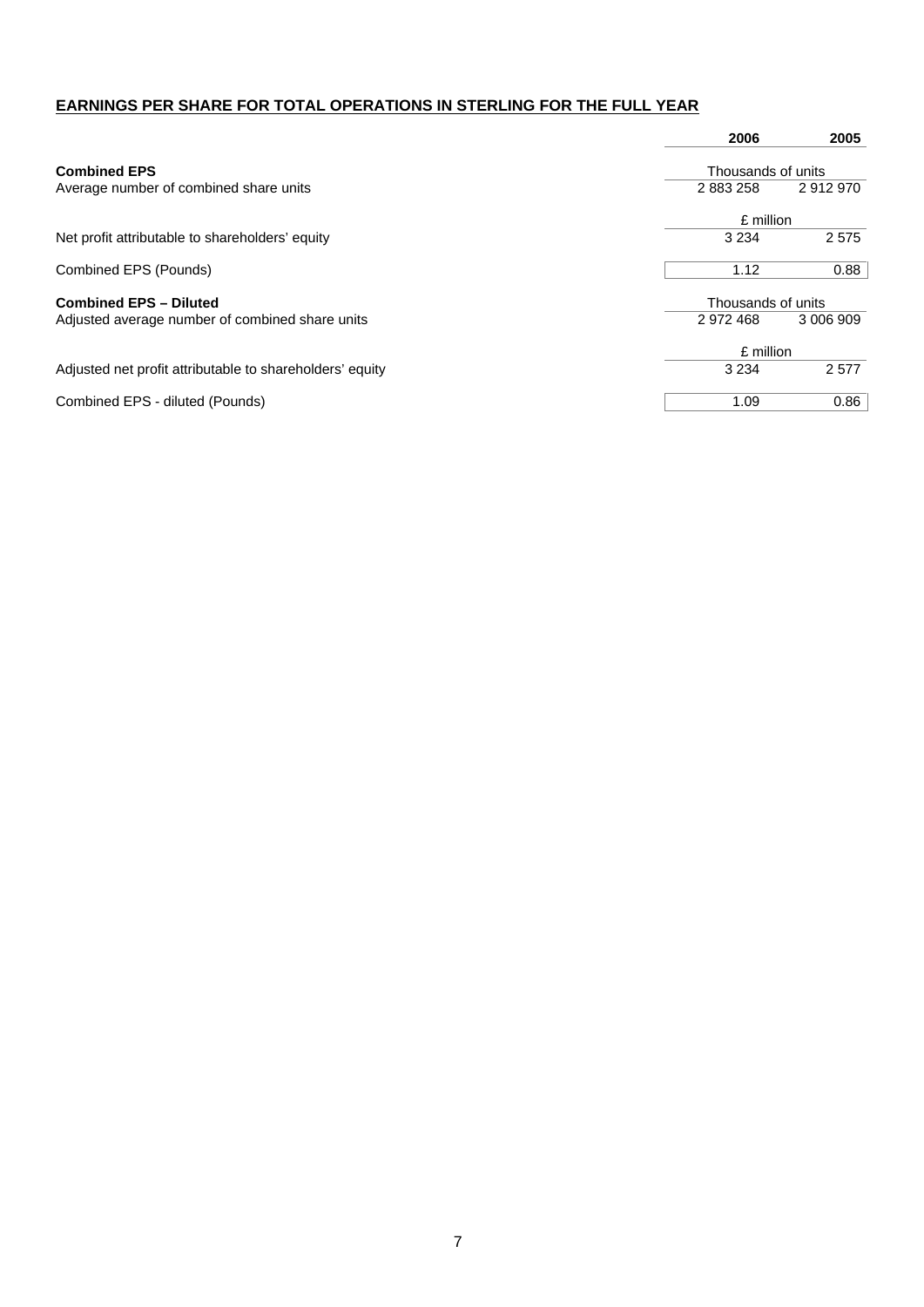## EARNINGS PER SHARE FOR TOTAL OPERATIONS IN STERLING FOR THE FULL YEAR

| | 2006 | 2005 |
|---|---|---|
| **Combined EPS** | Thousands of units | |
| Average number of combined share units | 2 883 258 | 2 912 970 |
| | £ million | |
| Net profit attributable to shareholders' equity | 3 234 | 2 575 |
| Combined EPS (Pounds) | 1.12 | 0.88 |
| **Combined EPS – Diluted** | Thousands of units | |
| Adjusted average number of combined share units | 2 972 468 | 3 006 909 |
| | £ million | |
| Adjusted net profit attributable to shareholders' equity | 3 234 | 2 577 |
| Combined EPS - diluted (Pounds) | 1.09 | 0.86 |